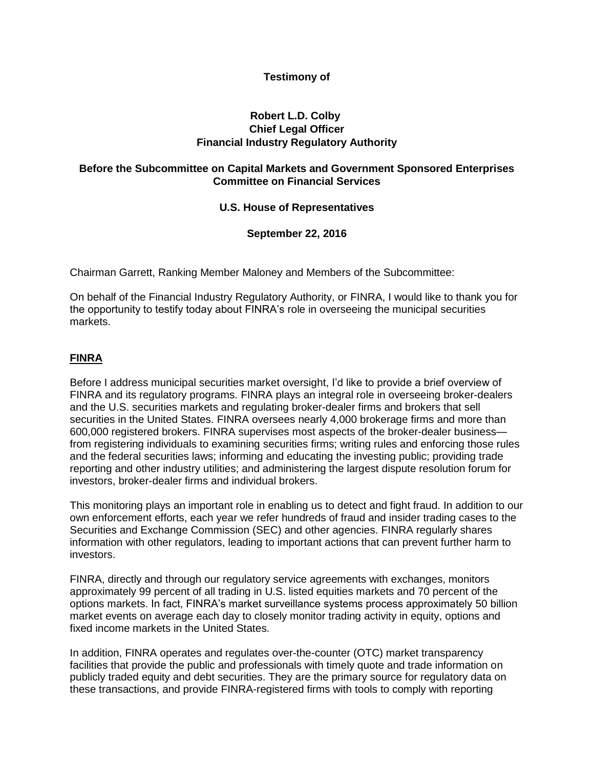**Testimony of**

**Robert L.D. Colby**
**Chief Legal Officer**
**Financial Industry Regulatory Authority**

**Before the Subcommittee on Capital Markets and Government Sponsored Enterprises**
**Committee on Financial Services**

**U.S. House of Representatives**

**September 22, 2016**

Chairman Garrett, Ranking Member Maloney and Members of the Subcommittee:

On behalf of the Financial Industry Regulatory Authority, or FINRA, I would like to thank you for the opportunity to testify today about FINRA's role in overseeing the municipal securities markets.

## FINRA

Before I address municipal securities market oversight, I'd like to provide a brief overview of FINRA and its regulatory programs. FINRA plays an integral role in overseeing broker-dealers and the U.S. securities markets and regulating broker-dealer firms and brokers that sell securities in the United States. FINRA oversees nearly 4,000 brokerage firms and more than 600,000 registered brokers. FINRA supervises most aspects of the broker-dealer business—from registering individuals to examining securities firms; writing rules and enforcing those rules and the federal securities laws; informing and educating the investing public; providing trade reporting and other industry utilities; and administering the largest dispute resolution forum for investors, broker-dealer firms and individual brokers.

This monitoring plays an important role in enabling us to detect and fight fraud. In addition to our own enforcement efforts, each year we refer hundreds of fraud and insider trading cases to the Securities and Exchange Commission (SEC) and other agencies. FINRA regularly shares information with other regulators, leading to important actions that can prevent further harm to investors.

FINRA, directly and through our regulatory service agreements with exchanges, monitors approximately 99 percent of all trading in U.S. listed equities markets and 70 percent of the options markets. In fact, FINRA's market surveillance systems process approximately 50 billion market events on average each day to closely monitor trading activity in equity, options and fixed income markets in the United States.

In addition, FINRA operates and regulates over-the-counter (OTC) market transparency facilities that provide the public and professionals with timely quote and trade information on publicly traded equity and debt securities. They are the primary source for regulatory data on these transactions, and provide FINRA-registered firms with tools to comply with reporting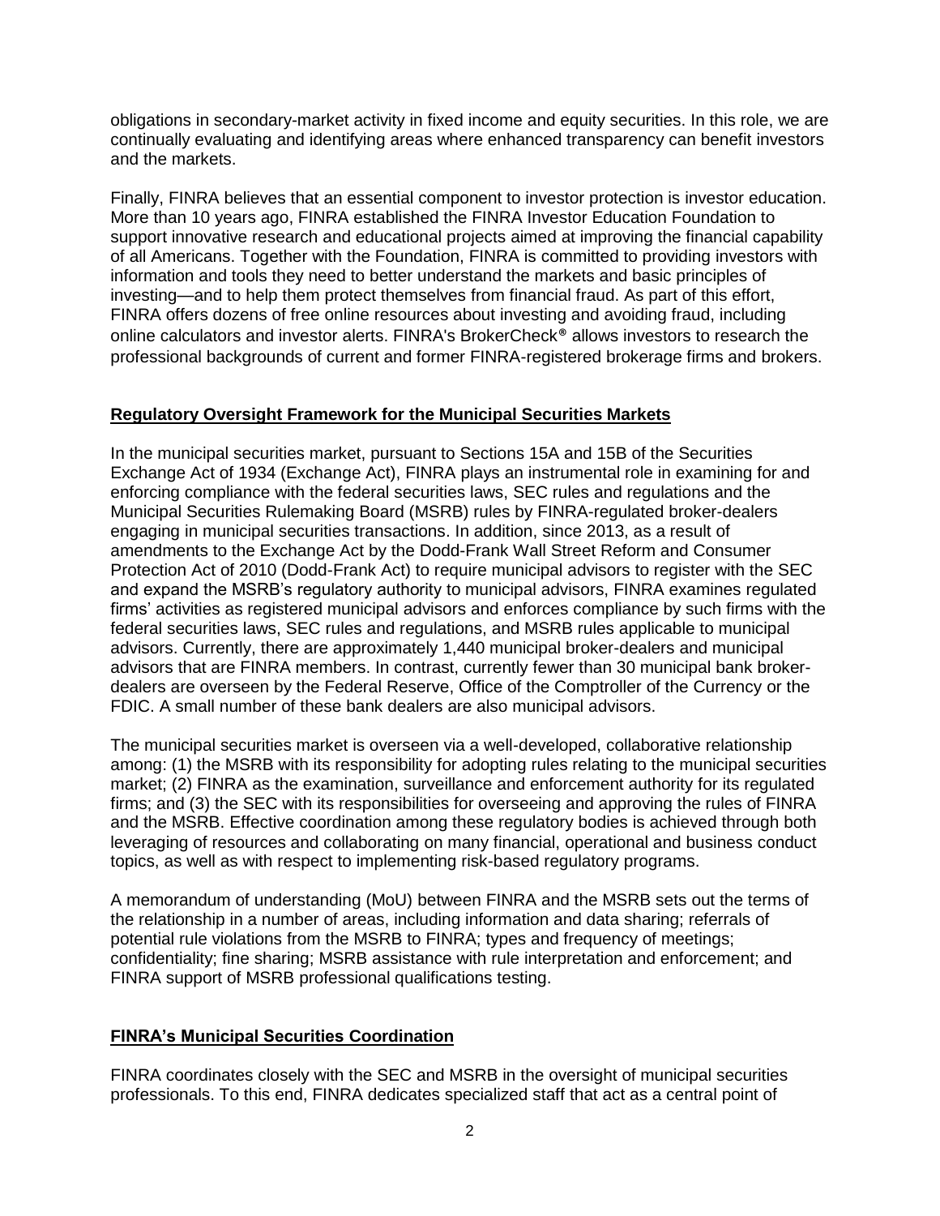obligations in secondary-market activity in fixed income and equity securities. In this role, we are continually evaluating and identifying areas where enhanced transparency can benefit investors and the markets.

Finally, FINRA believes that an essential component to investor protection is investor education. More than 10 years ago, FINRA established the FINRA Investor Education Foundation to support innovative research and educational projects aimed at improving the financial capability of all Americans. Together with the Foundation, FINRA is committed to providing investors with information and tools they need to better understand the markets and basic principles of investing—and to help them protect themselves from financial fraud. As part of this effort, FINRA offers dozens of free online resources about investing and avoiding fraud, including online calculators and investor alerts. FINRA's BrokerCheck® allows investors to research the professional backgrounds of current and former FINRA-registered brokerage firms and brokers.

## Regulatory Oversight Framework for the Municipal Securities Markets

In the municipal securities market, pursuant to Sections 15A and 15B of the Securities Exchange Act of 1934 (Exchange Act), FINRA plays an instrumental role in examining for and enforcing compliance with the federal securities laws, SEC rules and regulations and the Municipal Securities Rulemaking Board (MSRB) rules by FINRA-regulated broker-dealers engaging in municipal securities transactions. In addition, since 2013, as a result of amendments to the Exchange Act by the Dodd-Frank Wall Street Reform and Consumer Protection Act of 2010 (Dodd-Frank Act) to require municipal advisors to register with the SEC and expand the MSRB's regulatory authority to municipal advisors, FINRA examines regulated firms' activities as registered municipal advisors and enforces compliance by such firms with the federal securities laws, SEC rules and regulations, and MSRB rules applicable to municipal advisors. Currently, there are approximately 1,440 municipal broker-dealers and municipal advisors that are FINRA members. In contrast, currently fewer than 30 municipal bank broker-dealers are overseen by the Federal Reserve, Office of the Comptroller of the Currency or the FDIC. A small number of these bank dealers are also municipal advisors.

The municipal securities market is overseen via a well-developed, collaborative relationship among: (1) the MSRB with its responsibility for adopting rules relating to the municipal securities market; (2) FINRA as the examination, surveillance and enforcement authority for its regulated firms; and (3) the SEC with its responsibilities for overseeing and approving the rules of FINRA and the MSRB. Effective coordination among these regulatory bodies is achieved through both leveraging of resources and collaborating on many financial, operational and business conduct topics, as well as with respect to implementing risk-based regulatory programs.

A memorandum of understanding (MoU) between FINRA and the MSRB sets out the terms of the relationship in a number of areas, including information and data sharing; referrals of potential rule violations from the MSRB to FINRA; types and frequency of meetings; confidentiality; fine sharing; MSRB assistance with rule interpretation and enforcement; and FINRA support of MSRB professional qualifications testing.

## FINRA's Municipal Securities Coordination

FINRA coordinates closely with the SEC and MSRB in the oversight of municipal securities professionals. To this end, FINRA dedicates specialized staff that act as a central point of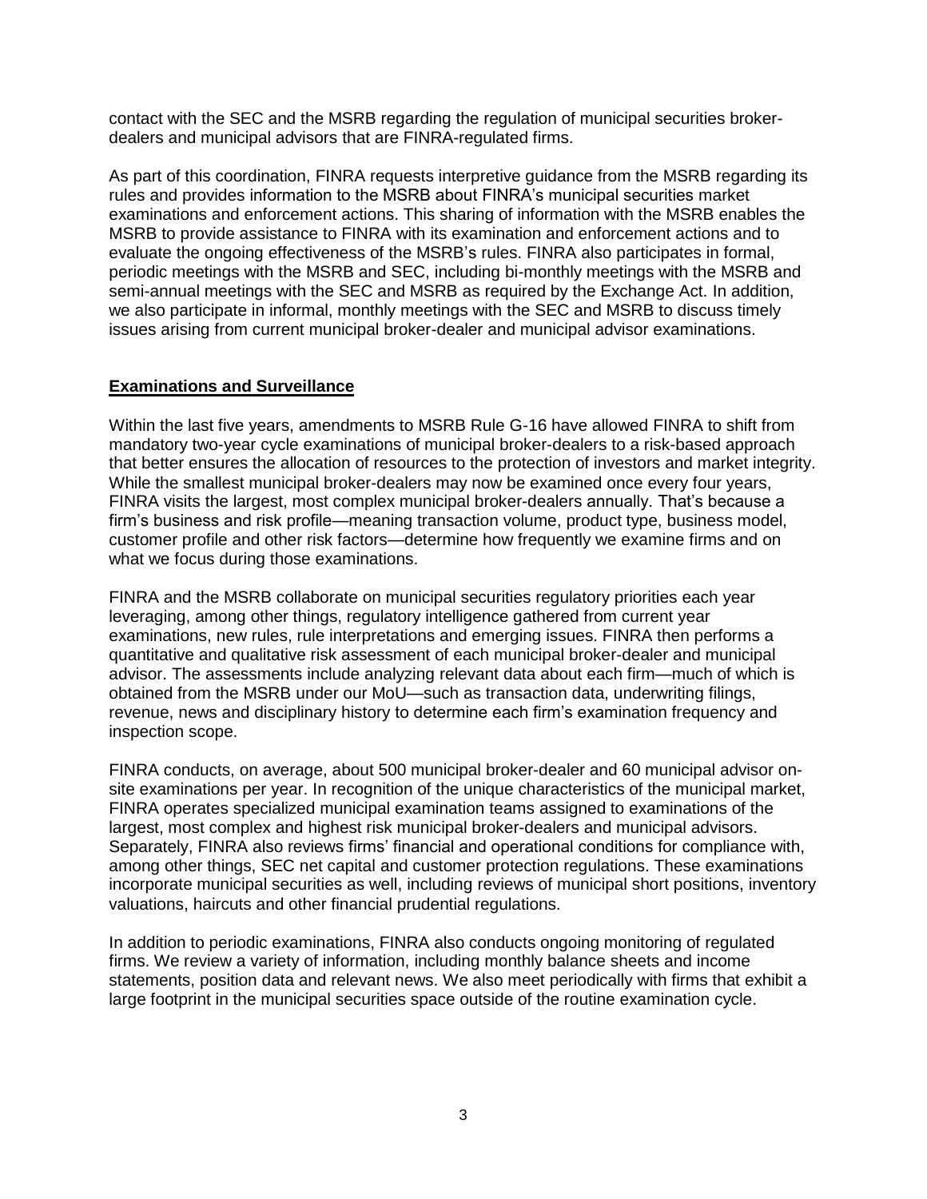contact with the SEC and the MSRB regarding the regulation of municipal securities broker-dealers and municipal advisors that are FINRA-regulated firms.

As part of this coordination, FINRA requests interpretive guidance from the MSRB regarding its rules and provides information to the MSRB about FINRA's municipal securities market examinations and enforcement actions. This sharing of information with the MSRB enables the MSRB to provide assistance to FINRA with its examination and enforcement actions and to evaluate the ongoing effectiveness of the MSRB's rules. FINRA also participates in formal, periodic meetings with the MSRB and SEC, including bi-monthly meetings with the MSRB and semi-annual meetings with the SEC and MSRB as required by the Exchange Act. In addition, we also participate in informal, monthly meetings with the SEC and MSRB to discuss timely issues arising from current municipal broker-dealer and municipal advisor examinations.

## Examinations and Surveillance

Within the last five years, amendments to MSRB Rule G-16 have allowed FINRA to shift from mandatory two-year cycle examinations of municipal broker-dealers to a risk-based approach that better ensures the allocation of resources to the protection of investors and market integrity. While the smallest municipal broker-dealers may now be examined once every four years, FINRA visits the largest, most complex municipal broker-dealers annually. That's because a firm's business and risk profile—meaning transaction volume, product type, business model, customer profile and other risk factors—determine how frequently we examine firms and on what we focus during those examinations.

FINRA and the MSRB collaborate on municipal securities regulatory priorities each year leveraging, among other things, regulatory intelligence gathered from current year examinations, new rules, rule interpretations and emerging issues. FINRA then performs a quantitative and qualitative risk assessment of each municipal broker-dealer and municipal advisor. The assessments include analyzing relevant data about each firm—much of which is obtained from the MSRB under our MoU—such as transaction data, underwriting filings, revenue, news and disciplinary history to determine each firm's examination frequency and inspection scope.

FINRA conducts, on average, about 500 municipal broker-dealer and 60 municipal advisor on-site examinations per year. In recognition of the unique characteristics of the municipal market, FINRA operates specialized municipal examination teams assigned to examinations of the largest, most complex and highest risk municipal broker-dealers and municipal advisors. Separately, FINRA also reviews firms' financial and operational conditions for compliance with, among other things, SEC net capital and customer protection regulations. These examinations incorporate municipal securities as well, including reviews of municipal short positions, inventory valuations, haircuts and other financial prudential regulations.

In addition to periodic examinations, FINRA also conducts ongoing monitoring of regulated firms. We review a variety of information, including monthly balance sheets and income statements, position data and relevant news. We also meet periodically with firms that exhibit a large footprint in the municipal securities space outside of the routine examination cycle.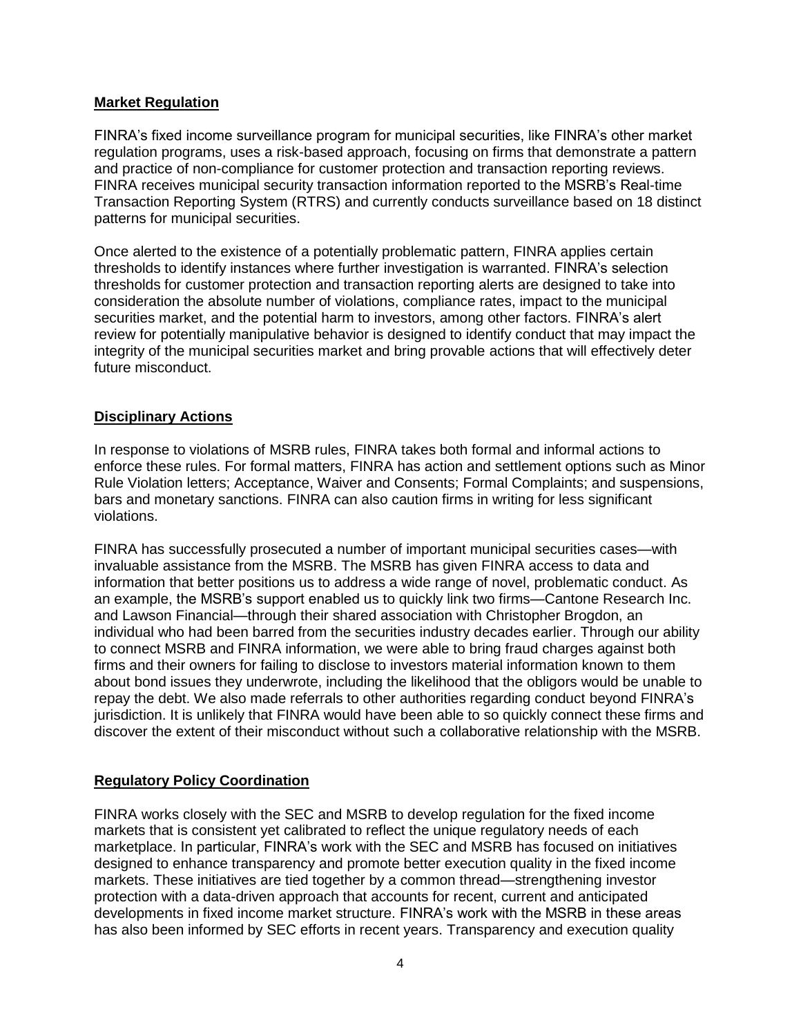## Market Regulation

FINRA's fixed income surveillance program for municipal securities, like FINRA's other market regulation programs, uses a risk-based approach, focusing on firms that demonstrate a pattern and practice of non-compliance for customer protection and transaction reporting reviews. FINRA receives municipal security transaction information reported to the MSRB's Real-time Transaction Reporting System (RTRS) and currently conducts surveillance based on 18 distinct patterns for municipal securities.

Once alerted to the existence of a potentially problematic pattern, FINRA applies certain thresholds to identify instances where further investigation is warranted. FINRA's selection thresholds for customer protection and transaction reporting alerts are designed to take into consideration the absolute number of violations, compliance rates, impact to the municipal securities market, and the potential harm to investors, among other factors. FINRA's alert review for potentially manipulative behavior is designed to identify conduct that may impact the integrity of the municipal securities market and bring provable actions that will effectively deter future misconduct.

## Disciplinary Actions

In response to violations of MSRB rules, FINRA takes both formal and informal actions to enforce these rules. For formal matters, FINRA has action and settlement options such as Minor Rule Violation letters; Acceptance, Waiver and Consents; Formal Complaints; and suspensions, bars and monetary sanctions. FINRA can also caution firms in writing for less significant violations.

FINRA has successfully prosecuted a number of important municipal securities cases—with invaluable assistance from the MSRB. The MSRB has given FINRA access to data and information that better positions us to address a wide range of novel, problematic conduct. As an example, the MSRB's support enabled us to quickly link two firms—Cantone Research Inc. and Lawson Financial—through their shared association with Christopher Brogdon, an individual who had been barred from the securities industry decades earlier. Through our ability to connect MSRB and FINRA information, we were able to bring fraud charges against both firms and their owners for failing to disclose to investors material information known to them about bond issues they underwrote, including the likelihood that the obligors would be unable to repay the debt. We also made referrals to other authorities regarding conduct beyond FINRA's jurisdiction. It is unlikely that FINRA would have been able to so quickly connect these firms and discover the extent of their misconduct without such a collaborative relationship with the MSRB.

## Regulatory Policy Coordination

FINRA works closely with the SEC and MSRB to develop regulation for the fixed income markets that is consistent yet calibrated to reflect the unique regulatory needs of each marketplace. In particular, FINRA's work with the SEC and MSRB has focused on initiatives designed to enhance transparency and promote better execution quality in the fixed income markets. These initiatives are tied together by a common thread—strengthening investor protection with a data-driven approach that accounts for recent, current and anticipated developments in fixed income market structure. FINRA's work with the MSRB in these areas has also been informed by SEC efforts in recent years. Transparency and execution quality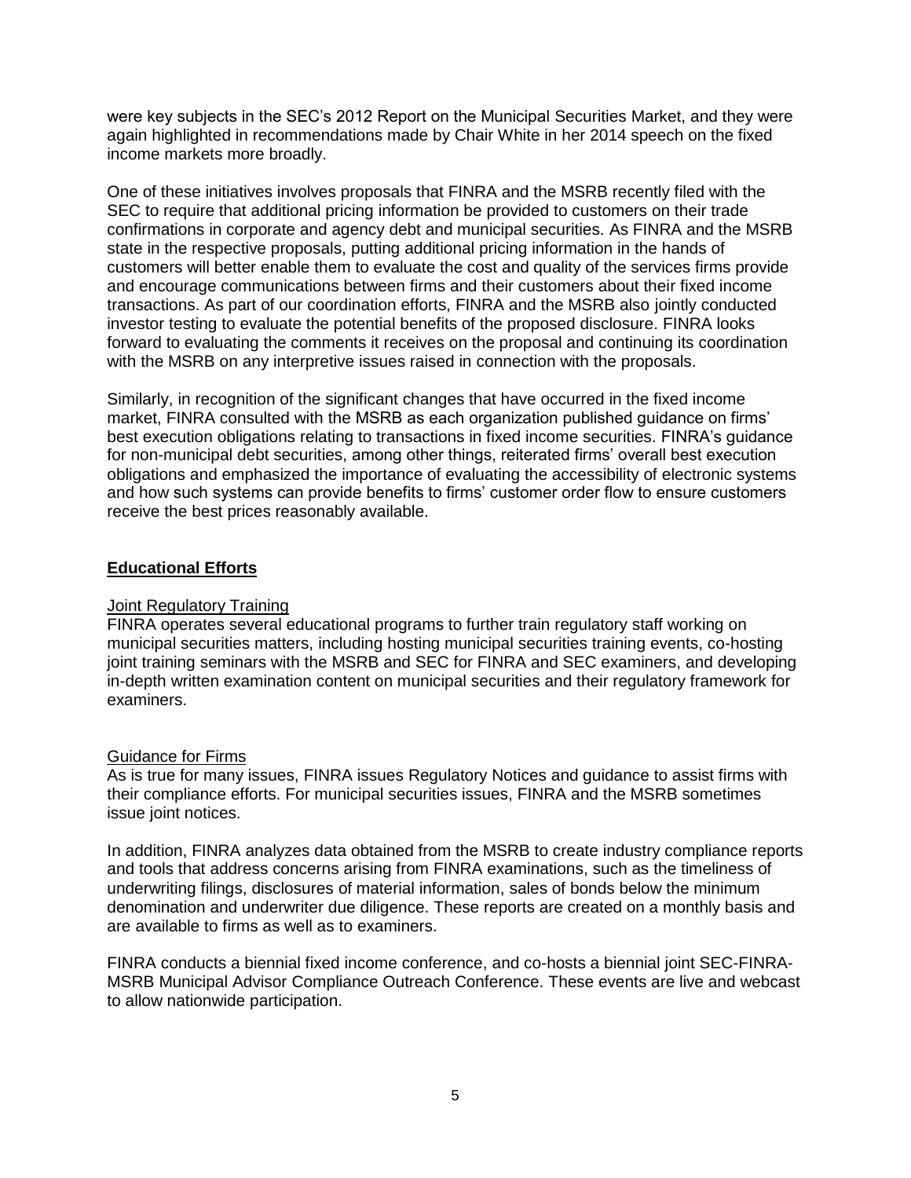were key subjects in the SEC's 2012 Report on the Municipal Securities Market, and they were again highlighted in recommendations made by Chair White in her 2014 speech on the fixed income markets more broadly.

One of these initiatives involves proposals that FINRA and the MSRB recently filed with the SEC to require that additional pricing information be provided to customers on their trade confirmations in corporate and agency debt and municipal securities. As FINRA and the MSRB state in the respective proposals, putting additional pricing information in the hands of customers will better enable them to evaluate the cost and quality of the services firms provide and encourage communications between firms and their customers about their fixed income transactions. As part of our coordination efforts, FINRA and the MSRB also jointly conducted investor testing to evaluate the potential benefits of the proposed disclosure. FINRA looks forward to evaluating the comments it receives on the proposal and continuing its coordination with the MSRB on any interpretive issues raised in connection with the proposals.

Similarly, in recognition of the significant changes that have occurred in the fixed income market, FINRA consulted with the MSRB as each organization published guidance on firms' best execution obligations relating to transactions in fixed income securities. FINRA's guidance for non-municipal debt securities, among other things, reiterated firms' overall best execution obligations and emphasized the importance of evaluating the accessibility of electronic systems and how such systems can provide benefits to firms' customer order flow to ensure customers receive the best prices reasonably available.

## Educational Efforts

### Joint Regulatory Training

FINRA operates several educational programs to further train regulatory staff working on municipal securities matters, including hosting municipal securities training events, co-hosting joint training seminars with the MSRB and SEC for FINRA and SEC examiners, and developing in-depth written examination content on municipal securities and their regulatory framework for examiners.

### Guidance for Firms

As is true for many issues, FINRA issues Regulatory Notices and guidance to assist firms with their compliance efforts. For municipal securities issues, FINRA and the MSRB sometimes issue joint notices.

In addition, FINRA analyzes data obtained from the MSRB to create industry compliance reports and tools that address concerns arising from FINRA examinations, such as the timeliness of underwriting filings, disclosures of material information, sales of bonds below the minimum denomination and underwriter due diligence. These reports are created on a monthly basis and are available to firms as well as to examiners.

FINRA conducts a biennial fixed income conference, and co-hosts a biennial joint SEC-FINRA-MSRB Municipal Advisor Compliance Outreach Conference. These events are live and webcast to allow nationwide participation.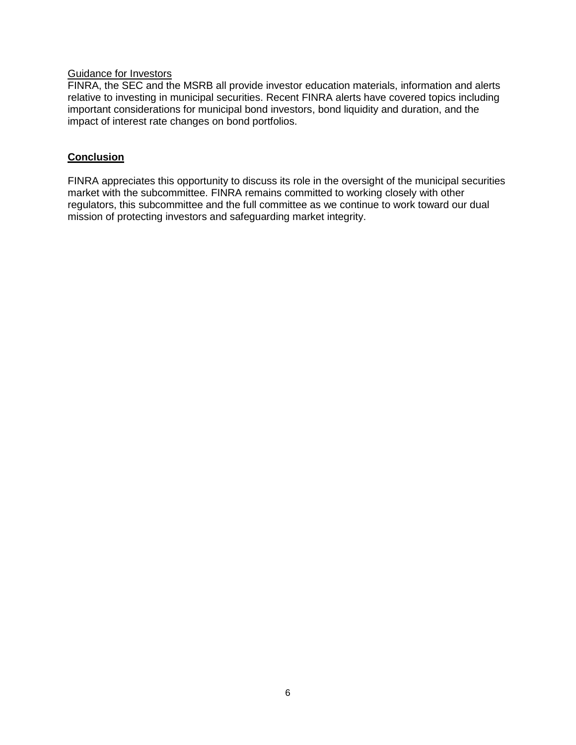Guidance for Investors

FINRA, the SEC and the MSRB all provide investor education materials, information and alerts relative to investing in municipal securities. Recent FINRA alerts have covered topics including important considerations for municipal bond investors, bond liquidity and duration, and the impact of interest rate changes on bond portfolios.

## Conclusion

FINRA appreciates this opportunity to discuss its role in the oversight of the municipal securities market with the subcommittee. FINRA remains committed to working closely with other regulators, this subcommittee and the full committee as we continue to work toward our dual mission of protecting investors and safeguarding market integrity.